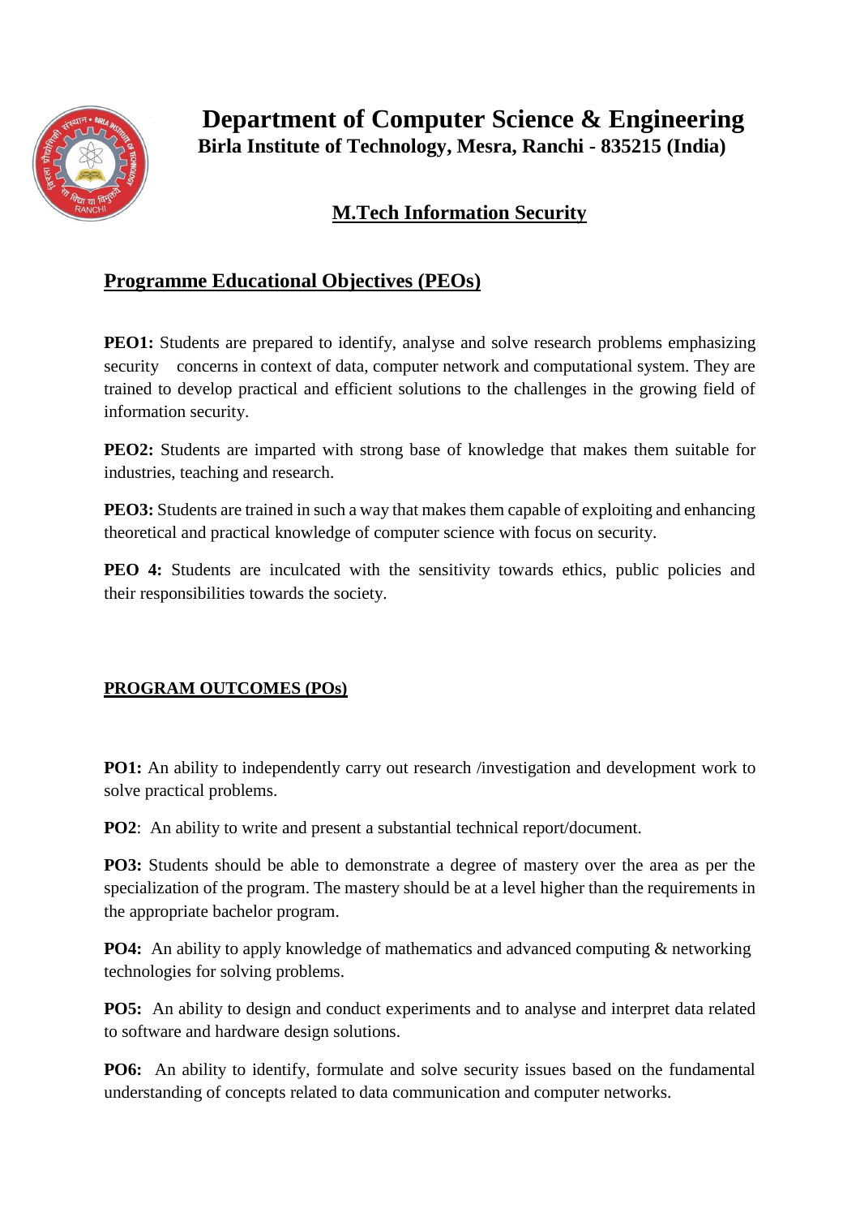# Department of Computer Science & Engineering

**Birla Institute of Technology, Mesra, Ranchi - 835215 (India)**

## M.Tech Information Security

## Programme Educational Objectives (PEOs)

**PEO1:** Students are prepared to identify, analyse and solve research problems emphasizing security concerns in context of data, computer network and computational system. They are trained to develop practical and efficient solutions to the challenges in the growing field of information security.

**PEO2:** Students are imparted with strong base of knowledge that makes them suitable for industries, teaching and research.

**PEO3:** Students are trained in such a way that makes them capable of exploiting and enhancing theoretical and practical knowledge of computer science with focus on security.

**PEO 4:** Students are inculcated with the sensitivity towards ethics, public policies and their responsibilities towards the society.

## PROGRAM OUTCOMES (POs)

**PO1:** An ability to independently carry out research /investigation and development work to solve practical problems.

**PO2**: An ability to write and present a substantial technical report/document.

**PO3:** Students should be able to demonstrate a degree of mastery over the area as per the specialization of the program. The mastery should be at a level higher than the requirements in the appropriate bachelor program.

**PO4:** An ability to apply knowledge of mathematics and advanced computing & networking technologies for solving problems.

**PO5:** An ability to design and conduct experiments and to analyse and interpret data related to software and hardware design solutions.

**PO6:** An ability to identify, formulate and solve security issues based on the fundamental understanding of concepts related to data communication and computer networks.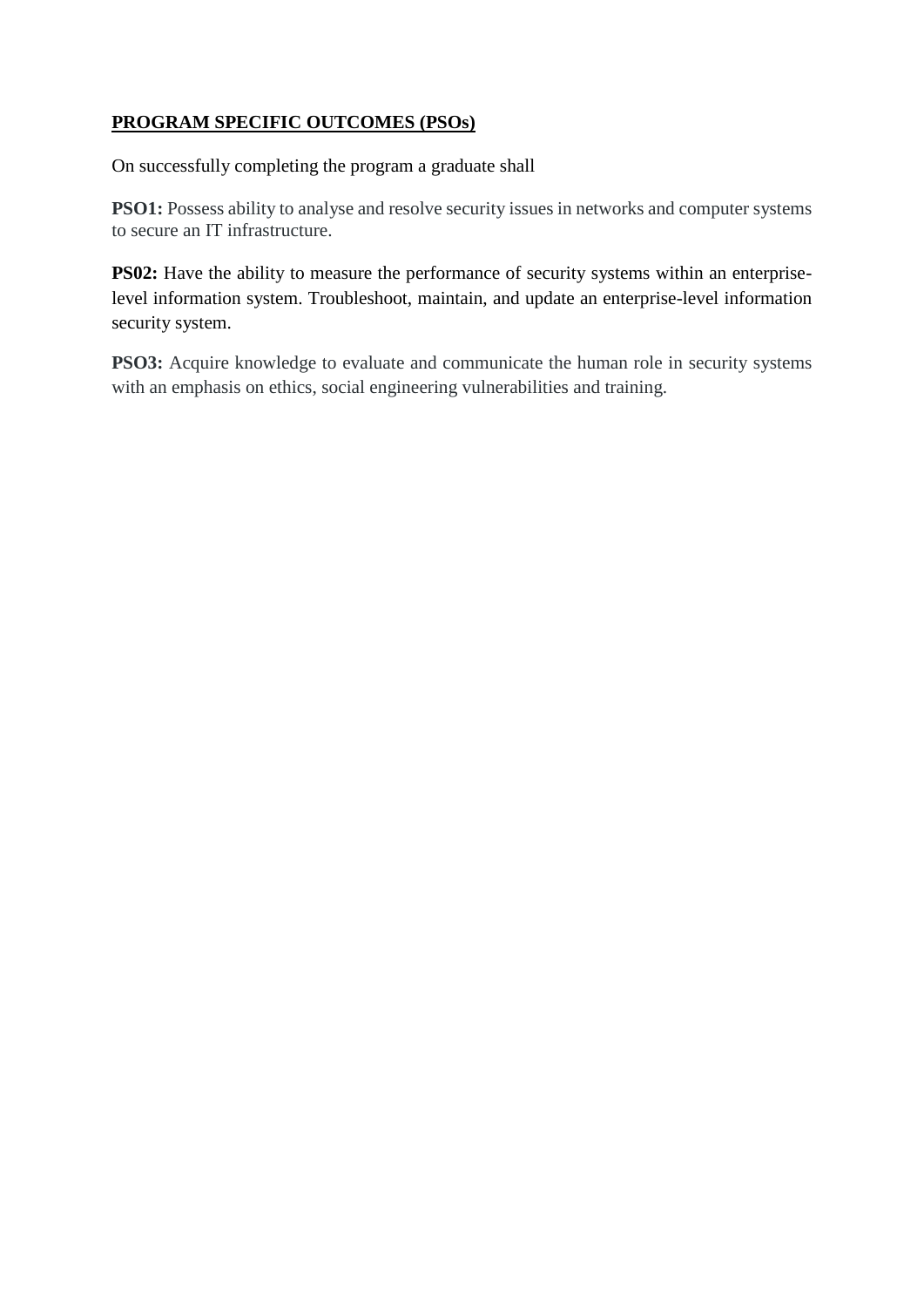## **PROGRAM SPECIFIC OUTCOMES (PSOs)**

On successfully completing the program a graduate shall

**PSO1:** Possess ability to analyse and resolve security issues in networks and computer systems to secure an IT infrastructure.

**PS02:** Have the ability to measure the performance of security systems within an enterprise-level information system. Troubleshoot, maintain, and update an enterprise-level information security system.

**PSO3:** Acquire knowledge to evaluate and communicate the human role in security systems with an emphasis on ethics, social engineering vulnerabilities and training.